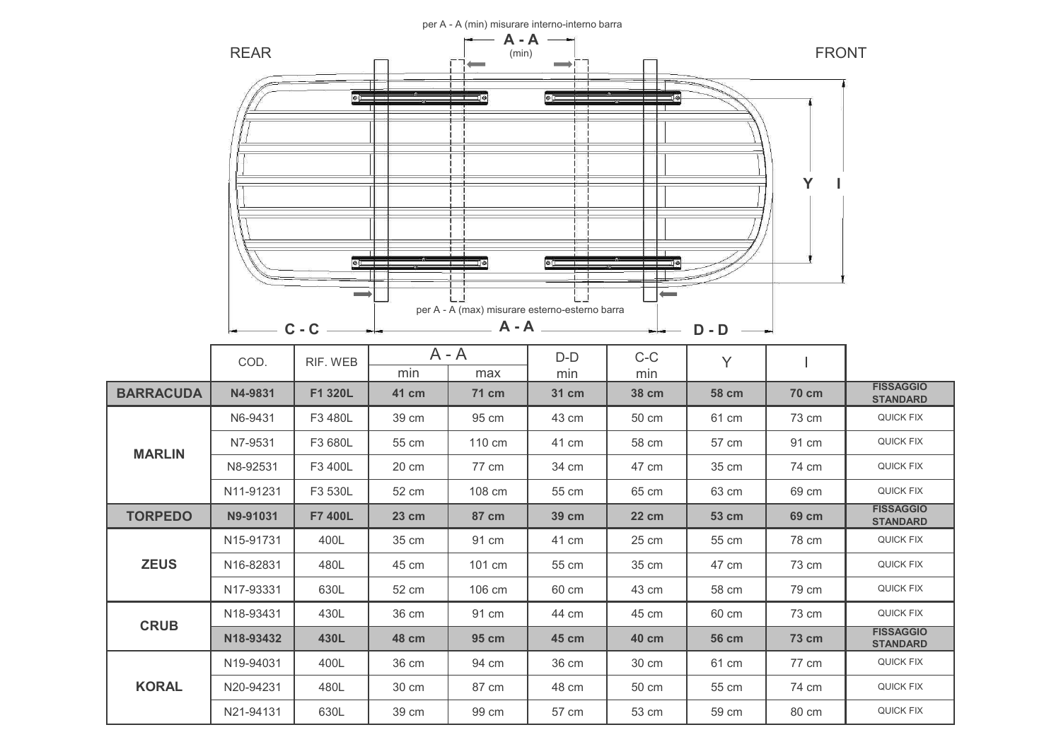per A - A (min) misurare interno-interno barra

A - A (min)

REAR

FRONT

Y

I

per A - A (max) misurare esterno-esterno barra

C - C

A - A

D - D

| | COD. | RIF. WEB | A - A | | D-D | C-C | Y | I | |
|---|---|---|---|---|---|---|---|---|---|
| | | | min | max | min | min | | | |
| **BARRACUDA** | **N4-9831** | **F1 320L** | **41 cm** | **71 cm** | **31 cm** | **38 cm** | **58 cm** | **70 cm** | **FISSAGGIO STANDARD** |
| MARLIN | N6-9431 | F3 480L | 39 cm | 95 cm | 43 cm | 50 cm | 61 cm | 73 cm | QUICK FIX |
| | N7-9531 | F3 680L | 55 cm | 110 cm | 41 cm | 58 cm | 57 cm | 91 cm | QUICK FIX |
| | N8-92531 | F3 400L | 20 cm | 77 cm | 34 cm | 47 cm | 35 cm | 74 cm | QUICK FIX |
| | N11-91231 | F3 530L | 52 cm | 108 cm | 55 cm | 65 cm | 63 cm | 69 cm | QUICK FIX |
| **TORPEDO** | **N9-91031** | **F7 400L** | **23 cm** | **87 cm** | **39 cm** | **22 cm** | **53 cm** | **69 cm** | **FISSAGGIO STANDARD** |
| ZEUS | N15-91731 | 400L | 35 cm | 91 cm | 41 cm | 25 cm | 55 cm | 78 cm | QUICK FIX |
| | N16-82831 | 480L | 45 cm | 101 cm | 55 cm | 35 cm | 47 cm | 73 cm | QUICK FIX |
| | N17-93331 | 630L | 52 cm | 106 cm | 60 cm | 43 cm | 58 cm | 79 cm | QUICK FIX |
| CRUB | N18-93431 | 430L | 36 cm | 91 cm | 44 cm | 45 cm | 60 cm | 73 cm | QUICK FIX |
| | **N18-93432** | **430L** | **48 cm** | **95 cm** | **45 cm** | **40 cm** | **56 cm** | **73 cm** | **FISSAGGIO STANDARD** |
| KORAL | N19-94031 | 400L | 36 cm | 94 cm | 36 cm | 30 cm | 61 cm | 77 cm | QUICK FIX |
| | N20-94231 | 480L | 30 cm | 87 cm | 48 cm | 50 cm | 55 cm | 74 cm | QUICK FIX |
| | N21-94131 | 630L | 39 cm | 99 cm | 57 cm | 53 cm | 59 cm | 80 cm | QUICK FIX |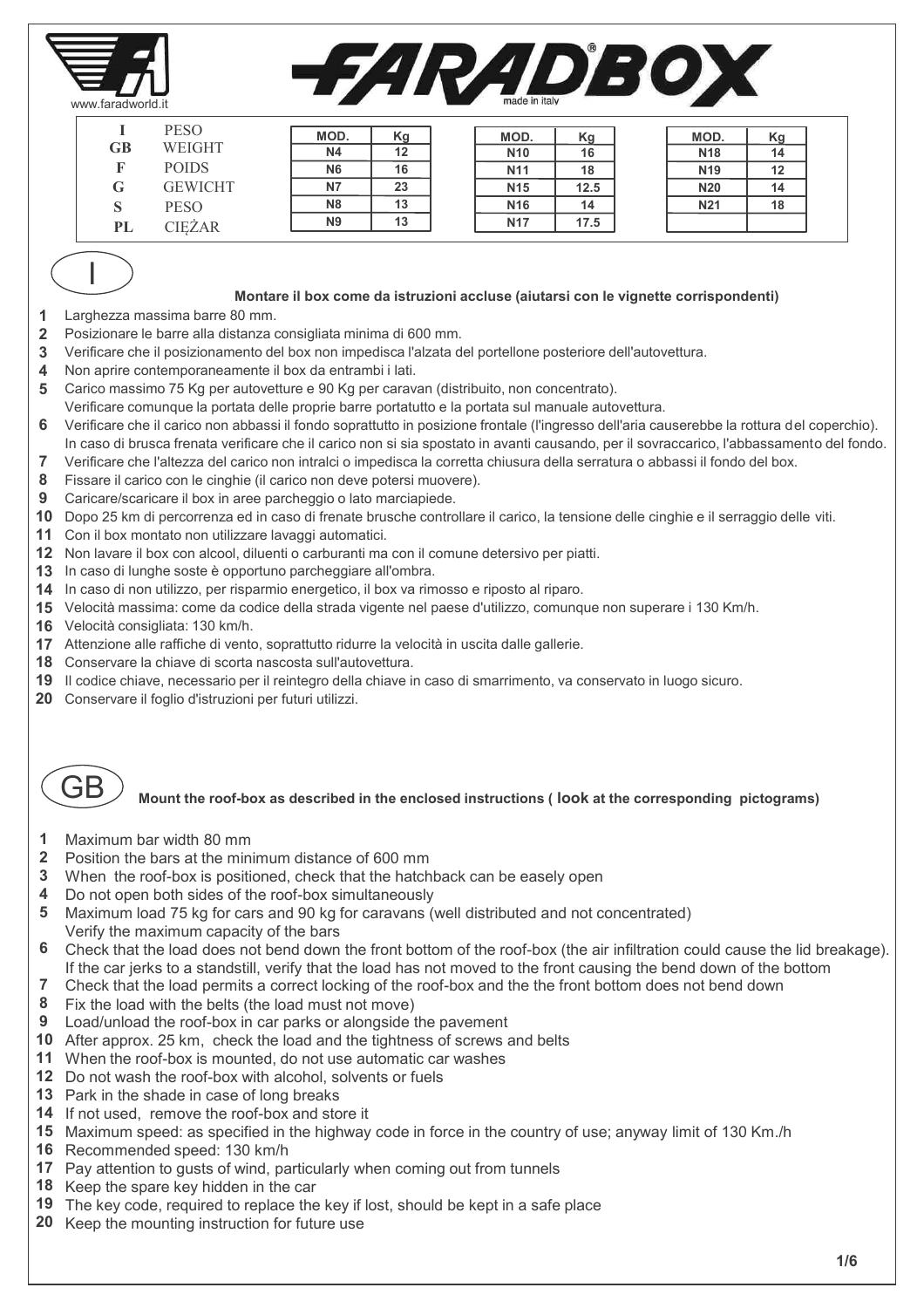www.faradworld.it

# FARADBOX

made in italy

| | |
|---|---|
| I | PESO |
| GB | WEIGHT |
| F | POIDS |
| G | GEWICHT |
| S | PESO |
| PL | CIĘŻAR |

| MOD. | Kg |
|---|---|
| N4 | 12 |
| N6 | 16 |
| N7 | 23 |
| N8 | 13 |
| N9 | 13 |

| MOD. | Kg |
|---|---|
| N10 | 16 |
| N11 | 18 |
| N15 | 12.5 |
| N16 | 14 |
| N17 | 17.5 |

| MOD. | Kg |
|---|---|
| N18 | 14 |
| N19 | 12 |
| N20 | 14 |
| N21 | 18 |
| | |

## I

**Montare il box come da istruzioni accluse (aiutarsi con le vignette corrispondenti)**

1. Larghezza massima barre 80 mm.
2. Posizionare le barre alla distanza consigliata minima di 600 mm.
3. Verificare che il posizionamento del box non impedisca l'alzata del portellone posteriore dell'autovettura.
4. Non aprire contemporaneamente il box da entrambi i lati.
5. Carico massimo 75 Kg per autovetture e 90 Kg per caravan (distribuito, non concentrato). Verificare comunque la portata delle proprie barre portatutto e la portata sul manuale autovettura.
6. Verificare che il carico non abbassi il fondo soprattutto in posizione frontale (l'ingresso dell'aria causerebbe la rottura del coperchio). In caso di brusca frenata verificare che il carico non si sia spostato in avanti causando, per il sovraccarico, l'abbassamento del fondo.
7. Verificare che l'altezza del carico non intralci o impedisca la corretta chiusura della serratura o abbassi il fondo del box.
8. Fissare il carico con le cinghie (il carico non deve potersi muovere).
9. Caricare/scaricare il box in aree parcheggio o lato marciapiede.
10. Dopo 25 km di percorrenza ed in caso di frenate brusche controllare il carico, la tensione delle cinghie e il serraggio delle viti.
11. Con il box montato non utilizzare lavaggi automatici.
12. Non lavare il box con alcool, diluenti o carburanti ma con il comune detersivo per piatti.
13. In caso di lunghe soste è opportuno parcheggiare all'ombra.
14. In caso di non utilizzo, per risparmio energetico, il box va rimosso e riposto al riparo.
15. Velocità massima: come da codice della strada vigente nel paese d'utilizzo, comunque non superare i 130 Km/h.
16. Velocità consigliata: 130 km/h.
17. Attenzione alle raffiche di vento, soprattutto ridurre la velocità in uscita dalle gallerie.
18. Conservare la chiave di scorta nascosta sull'autovettura.
19. Il codice chiave, necessario per il reintegro della chiave in caso di smarrimento, va conservato in luogo sicuro.
20. Conservare il foglio d'istruzioni per futuri utilizzi.

## GB

**Mount the roof-box as described in the enclosed instructions ( look at the corresponding pictograms)**

1. Maximum bar width 80 mm
2. Position the bars at the minimum distance of 600 mm
3. When the roof-box is positioned, check that the hatchback can be easely open
4. Do not open both sides of the roof-box simultaneously
5. Maximum load 75 kg for cars and 90 kg for caravans (well distributed and not concentrated) Verify the maximum capacity of the bars
6. Check that the load does not bend down the front bottom of the roof-box (the air infiltration could cause the lid breakage). If the car jerks to a standstill, verify that the load has not moved to the front causing the bend down of the bottom
7. Check that the load permits a correct locking of the roof-box and the the front bottom does not bend down
8. Fix the load with the belts (the load must not move)
9. Load/unload the roof-box in car parks or alongside the pavement
10. After approx. 25 km, check the load and the tightness of screws and belts
11. When the roof-box is mounted, do not use automatic car washes
12. Do not wash the roof-box with alcohol, solvents or fuels
13. Park in the shade in case of long breaks
14. If not used, remove the roof-box and store it
15. Maximum speed: as specified in the highway code in force in the country of use; anyway limit of 130 Km./h
16. Recommended speed: 130 km/h
17. Pay attention to gusts of wind, particularly when coming out from tunnels
18. Keep the spare key hidden in the car
19. The key code, required to replace the key if lost, should be kept in a safe place
20. Keep the mounting instruction for future use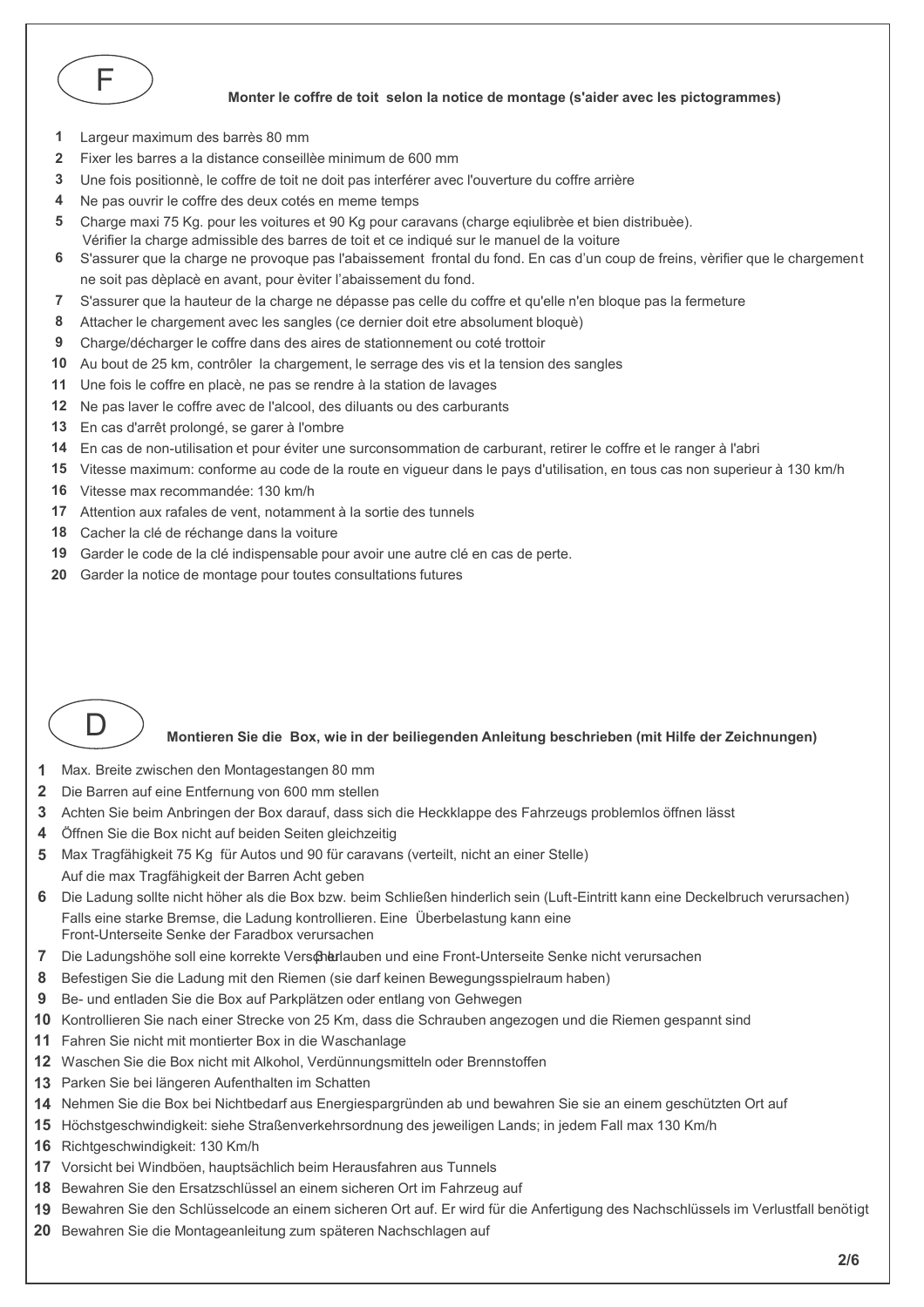## F

**Monter le coffre de toit selon la notice de montage (s'aider avec les pictogrammes)**

1. Largeur maximum des barrès 80 mm
2. Fixer les barres a la distance conseillèe minimum de 600 mm
3. Une fois positionnè, le coffre de toit ne doit pas interférer avec l'ouverture du coffre arrière
4. Ne pas ouvrir le coffre des deux cotés en meme temps
5. Charge maxi 75 Kg. pour les voitures et 90 Kg pour caravans (charge eqiulibrèe et bien distribuèe).
   Vérifier la charge admissible des barres de toit et ce indiqué sur le manuel de la voiture
6. S'assurer que la charge ne provoque pas l'abaissement frontal du fond. En cas d'un coup de freins, vèrifier que le chargement ne soit pas dèplacè en avant, pour èviter l'abaissement du fond.
7. S'assurer que la hauteur de la charge ne dépasse pas celle du coffre et qu'elle n'en bloque pas la fermeture
8. Attacher le chargement avec les sangles (ce dernier doit etre absolument bloquè)
9. Charge/décharger le coffre dans des aires de stationnement ou coté trottoir
10. Au bout de 25 km, contrôler la chargement, le serrage des vis et la tension des sangles
11. Une fois le coffre en placè, ne pas se rendre à la station de lavages
12. Ne pas laver le coffre avec de l'alcool, des diluants ou des carburants
13. En cas d'arrêt prolongé, se garer à l'ombre
14. En cas de non-utilisation et pour éviter une surconsommation de carburant, retirer le coffre et le ranger à l'abri
15. Vitesse maximum: conforme au code de la route en vigueur dans le pays d'utilisation, en tous cas non superieur à 130 km/h
16. Vitesse max recommandée: 130 km/h
17. Attention aux rafales de vent, notamment à la sortie des tunnels
18. Cacher la clé de réchange dans la voiture
19. Garder le code de la clé indispensable pour avoir une autre clé en cas de perte.
20. Garder la notice de montage pour toutes consultations futures

## D

**Montieren Sie die Box, wie in der beiliegenden Anleitung beschrieben (mit Hilfe der Zeichnungen)**

1. Max. Breite zwischen den Montagestangen 80 mm
2. Die Barren auf eine Entfernung von 600 mm stellen
3. Achten Sie beim Anbringen der Box darauf, dass sich die Heckklappe des Fahrzeugs problemlos öffnen lässt
4. Öffnen Sie die Box nicht auf beiden Seiten gleichzeitig
5. Max Tragfähigkeit 75 Kg für Autos und 90 für caravans (verteilt, nicht an einer Stelle)
   Auf die max Tragfähigkeit der Barren Acht geben
6. Die Ladung sollte nicht höher als die Box bzw. beim Schließen hinderlich sein (Luft-Eintritt kann eine Deckelbruch verursachen)
   Falls eine starke Bremse, die Ladung kontrollieren. Eine Überbelastung kann eine Front-Unterseite Senke der Faradbox verursachen
7. Die Ladungshöhe soll eine korrekte Verschließung erlauben und eine Front-Unterseite Senke nicht verursachen
8. Befestigen Sie die Ladung mit den Riemen (sie darf keinen Bewegungsspielraum haben)
9. Be- und entladen Sie die Box auf Parkplätzen oder entlang von Gehwegen
10. Kontrollieren Sie nach einer Strecke von 25 Km, dass die Schrauben angezogen und die Riemen gespannt sind
11. Fahren Sie nicht mit montierter Box in die Waschanlage
12. Waschen Sie die Box nicht mit Alkohol, Verdünnungsmitteln oder Brennstoffen
13. Parken Sie bei längeren Aufenthalten im Schatten
14. Nehmen Sie die Box bei Nichtbedarf aus Energiesparġründen ab und bewahren Sie sie an einem geschützten Ort auf
15. Höchstgeschwindigkeit: siehe Straßenverkehrsordnung des jeweiligen Lands; in jedem Fall max 130 Km/h
16. Richtgeschwindigkeit: 130 Km/h
17. Vorsicht bei Windböen, hauptsächlich beim Herausfahren aus Tunnels
18. Bewahren Sie den Ersatzschlüssel an einem sicheren Ort im Fahrzeug auf
19. Bewahren Sie den Schlüsselcode an einem sicheren Ort auf. Er wird für die Anfertigung des Nachschlüssels im Verlustfall benötigt
20. Bewahren Sie die Montageanleitung zum späteren Nachschlagen auf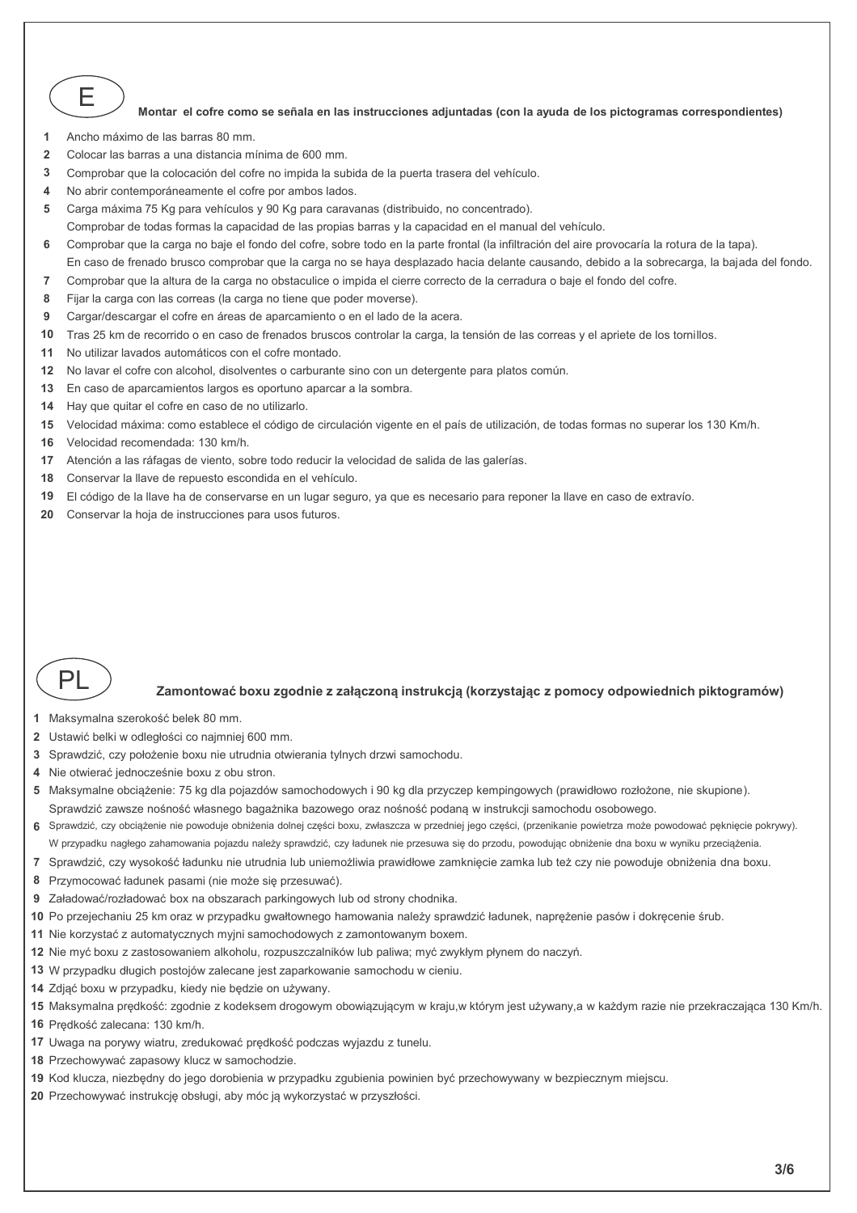E

**Montar el cofre como se señala en las instrucciones adjuntadas (con la ayuda de los pictogramas correspondientes)**

1. Ancho máximo de las barras 80 mm.
2. Colocar las barras a una distancia mínima de 600 mm.
3. Comprobar que la colocación del cofre no impida la subida de la puerta trasera del vehículo.
4. No abrir contemporáneamente el cofre por ambos lados.
5. Carga máxima 75 Kg para vehículos y 90 Kg para caravanas (distribuido, no concentrado).
   Comprobar de todas formas la capacidad de las propias barras y la capacidad en el manual del vehículo.
6. Comprobar que la carga no baje el fondo del cofre, sobre todo en la parte frontal (la infiltración del aire provocaría la rotura de la tapa).
   En caso de frenado brusco comprobar que la carga no se haya desplazado hacia delante causando, debido a la sobrecarga, la bajada del fondo.
7. Comprobar que la altura de la carga no obstaculice o impida el cierre correcto de la cerradura o baje el fondo del cofre.
8. Fijar la carga con las correas (la carga no tiene que poder moverse).
9. Cargar/descargar el cofre en áreas de aparcamiento o en el lado de la acera.
10. Tras 25 km de recorrido o en caso de frenados bruscos controlar la carga, la tensión de las correas y el apriete de los tornillos.
11. No utilizar lavados automáticos con el cofre montado.
12. No lavar el cofre con alcohol, disolventes o carburante sino con un detergente para platos común.
13. En caso de aparcamientos largos es oportuno aparcar a la sombra.
14. Hay que quitar el cofre en caso de no utilizarlo.
15. Velocidad máxima: como establece el código de circulación vigente en el país de utilización, de todas formas no superar los 130 Km/h.
16. Velocidad recomendada: 130 km/h.
17. Atención a las ráfagas de viento, sobre todo reducir la velocidad de salida de las galerías.
18. Conservar la llave de repuesto escondida en el vehículo.
19. El código de la llave ha de conservarse en un lugar seguro, ya que es necesario para reponer la llave en caso de extravío.
20. Conservar la hoja de instrucciones para usos futuros.

PL

**Zamontować boxu zgodnie z załączoną instrukcją (korzystając z pomocy odpowiednich piktogramów)**

1. Maksymalna szerokość belek 80 mm.
2. Ustawić belki w odległości co najmniej 600 mm.
3. Sprawdzić, czy położenie boxu nie utrudnia otwierania tylnych drzwi samochodu.
4. Nie otwierać jednocześnie boxu z obu stron.
5. Maksymalne obciążenie: 75 kg dla pojazdów samochodowych i 90 kg dla przyczep kempingowych (prawidłowo rozłożone, nie skupione).
   Sprawdzić zawsze nośność własnego bagażnika bazowego oraz nośność podaną w instrukcji samochodu osobowego.
6. Sprawdzić, czy obciążenie nie powoduje obniżenia dolnej części boxu, zwłaszcza w przedniej jego części, (przenikanie powietrza może powodować pęknięcie pokrywy).
   W przypadku nagłego zahamowania pojazdu należy sprawdzić, czy ładunek nie przesuwa się do przodu, powodując obniżenie dna boxu w wyniku przeciążenia.
7. Sprawdzić, czy wysokość ładunku nie utrudnia lub uniemożliwia prawidłowe zamknięcie zamka lub też czy nie powoduje obniżenia dna boxu.
8. Przymocować ładunek pasami (nie może się przesuwać).
9. Załadować/rozładować box na obszarach parkingowych lub od strony chodnika.
10. Po przejechaniu 25 km oraz w przypadku gwałtownego hamowania należy sprawdzić ładunek, naprężenie pasów i dokręcenie śrub.
11. Nie korzystać z automatycznych myjni samochodowych z zamontowanym boxem.
12. Nie myć boxu z zastosowaniem alkoholu, rozpuszczalników lub paliwa; myć zwykłym płynem do naczyń.
13. W przypadku długich postojów zalecane jest zaparkowanie samochodu w cieniu.
14. Zdjąć boxu w przypadku, kiedy nie będzie on używany.
15. Maksymalna prędkość: zgodnie z kodeksem drogowym obowiązującym w kraju,w którym jest używany,a w każdym razie nie przekraczająca 130 Km/h.
16. Prędkość zalecana: 130 km/h.
17. Uwaga na porywy wiatru, zredukować prędkość podczas wyjazdu z tunelu.
18. Przechowywać zapasowy klucz w samochodzie.
19. Kod klucza, niezbędny do jego dorobienia w przypadku zgubienia powinien być przechowywany w bezpiecznym miejscu.
20. Przechowywać instrukcję obsługi, aby móc ją wykorzystać w przyszłości.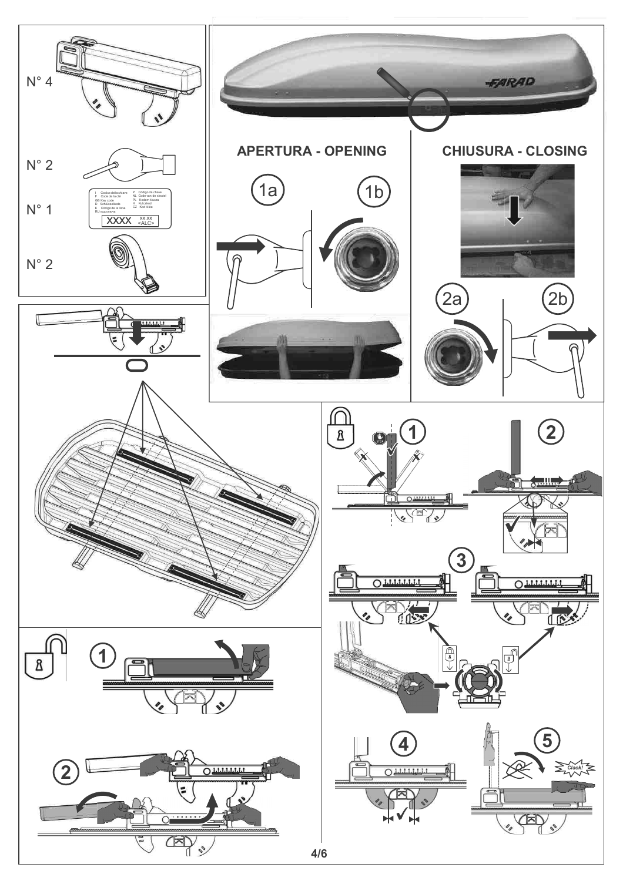N° 4

N° 2

N° 1

| | |
|---|---|
| I Codice della chiave | P Código da chave |
| F Code de la clé | NL Code van de sleutel |
| GB Key code | PL Kodem klucza |
| D Schlüsselkode | H Kulcskod |
| E Código de la llave | CZ Kod klíče |
| RU код ключа | |

XXXX xx.xx <ALC>

N° 2

FARAD

**APERTURA - OPENING**

1a

1b

**CHIUSURA - CLOSING**

2a

2b

1

2

3

4

5

Clack!

1

2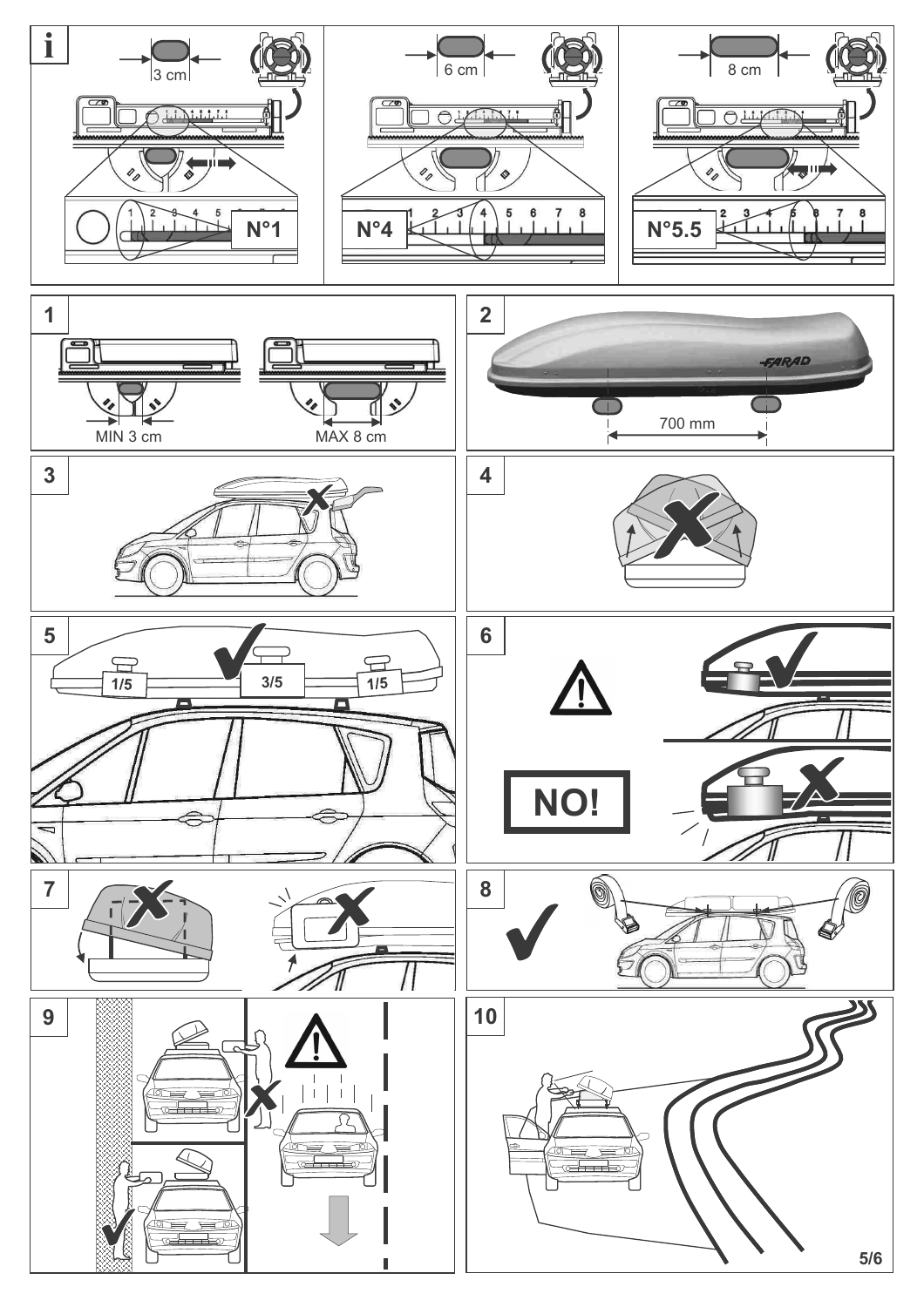i

3 cm

N°1

6 cm

N°4

8 cm

N°5.5

1

MIN 3 cm

MAX 8 cm

2

700 mm

3

4

5

1/5

3/5

1/5

6

NO!

7

8

9

10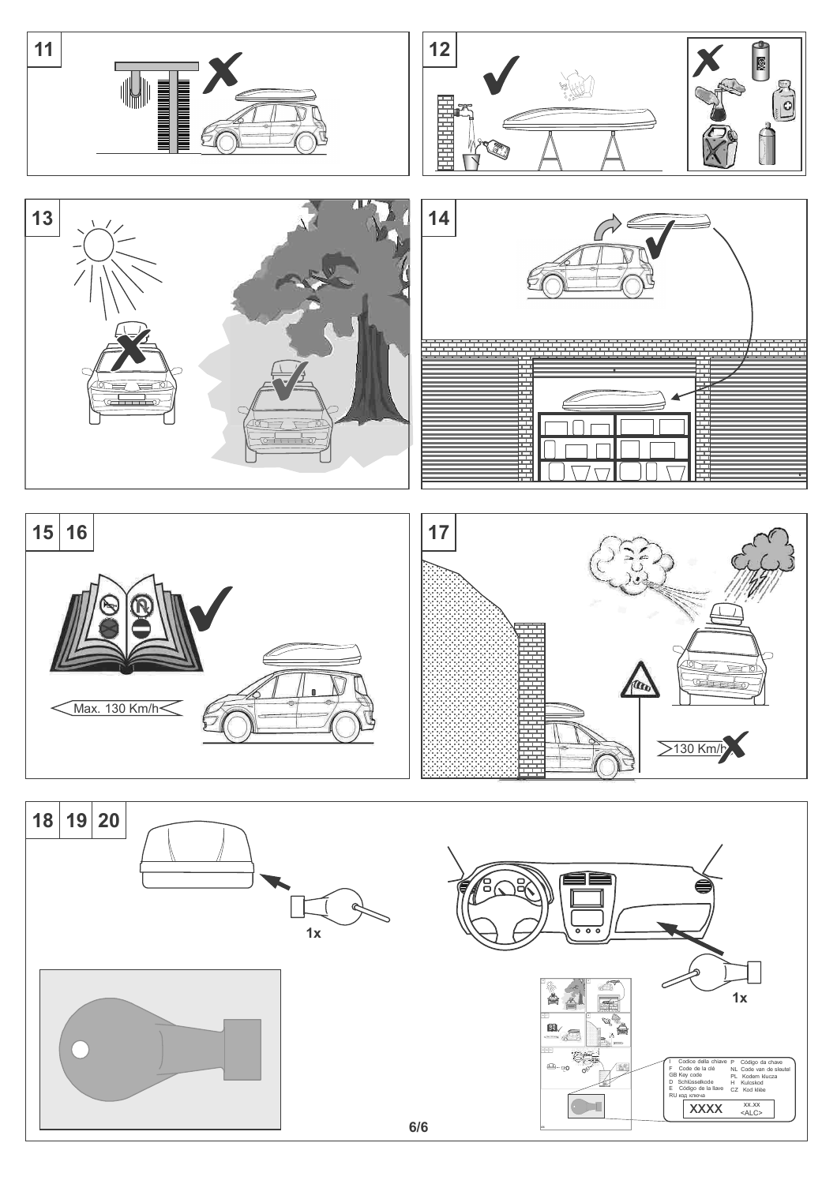11

12

13

14

15 16

Max. 130 Km/h

17

130 Km/h

18 19 20

1x

1x

I Codice della chiave
F Code de la clé
GB Key code
D Schlüsselkode
E Código de la llave
RU код ключа
P Código da chave
NL Code van de sleutel
PL Kodem klucza
H Kulcskod
CZ Kod klíče

XXXX

xx.xx
<ALC>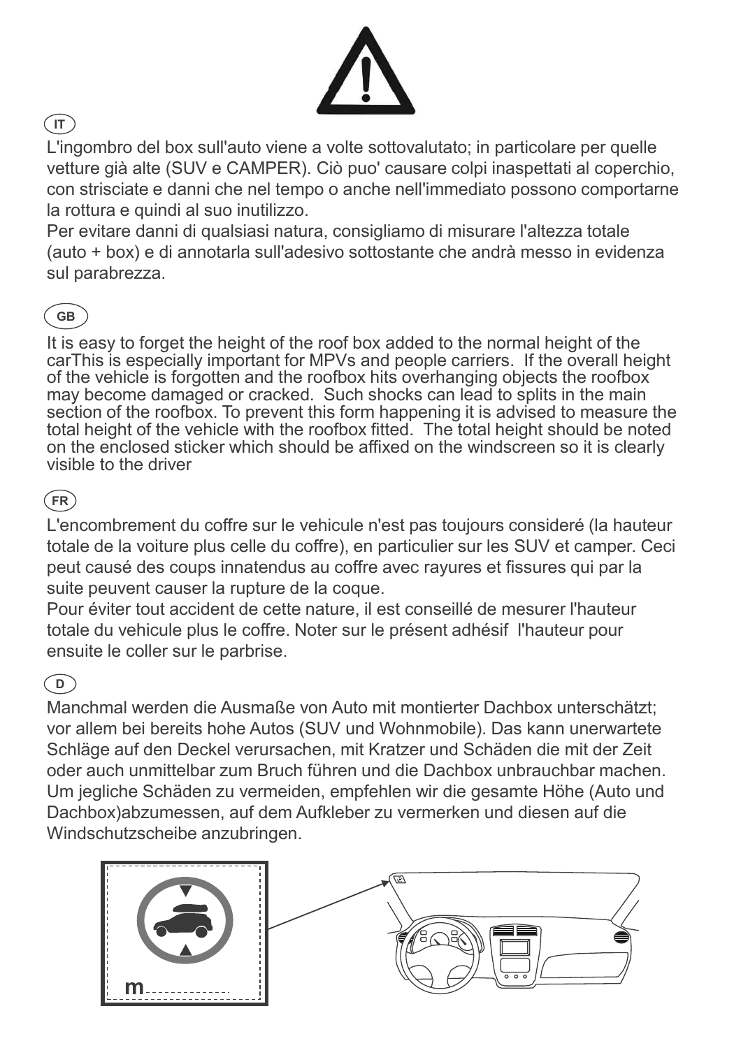IT

L'ingombro del box sull'auto viene a volte sottovalutato; in particolare per quelle vetture già alte (SUV e CAMPER). Ciò puo' causare colpi inaspettati al coperchio, con strisciate e danni che nel tempo o anche nell'immediato possono comportarne la rottura e quindi al suo inutilizzo.
Per evitare danni di qualsiasi natura, consigliamo di misurare l'altezza totale (auto + box) e di annotarla sull'adesivo sottostante che andrà messo in evidenza sul parabrezza.

GB

It is easy to forget the height of the roof box added to the normal height of the carThis is especially important for MPVs and people carriers. If the overall height of the vehicle is forgotten and the roofbox hits overhanging objects the roofbox may become damaged or cracked. Such shocks can lead to splits in the main section of the roofbox. To prevent this form happening it is advised to measure the total height of the vehicle with the roofbox fitted. The total height should be noted on the enclosed sticker which should be affixed on the windscreen so it is clearly visible to the driver

FR

L'encombrement du coffre sur le vehicule n'est pas toujours consideré (la hauteur totale de la voiture plus celle du coffre), en particulier sur les SUV et camper. Ceci peut causé des coups innatendus au coffre avec rayures et fissures qui par la suite peuvent causer la rupture de la coque.
Pour éviter tout accident de cette nature, il est conseillé de mesurer l'hauteur totale du vehicule plus le coffre. Noter sur le présent adhésif l'hauteur pour ensuite le coller sur le parbrise.

D

Manchmal werden die Ausmaße von Auto mit montierter Dachbox unterschätzt; vor allem bei bereits hohe Autos (SUV und Wohnmobile). Das kann unerwartete Schläge auf den Deckel verursachen, mit Kratzer und Schäden die mit der Zeit oder auch unmittelbar zum Bruch führen und die Dachbox unbrauchbar machen.
Um jegliche Schäden zu vermeiden, empfehlen wir die gesamte Höhe (Auto und Dachbox)abzumessen, auf dem Aufkleber zu vermerken und diesen auf die Windschutzscheibe anzubringen.

m.............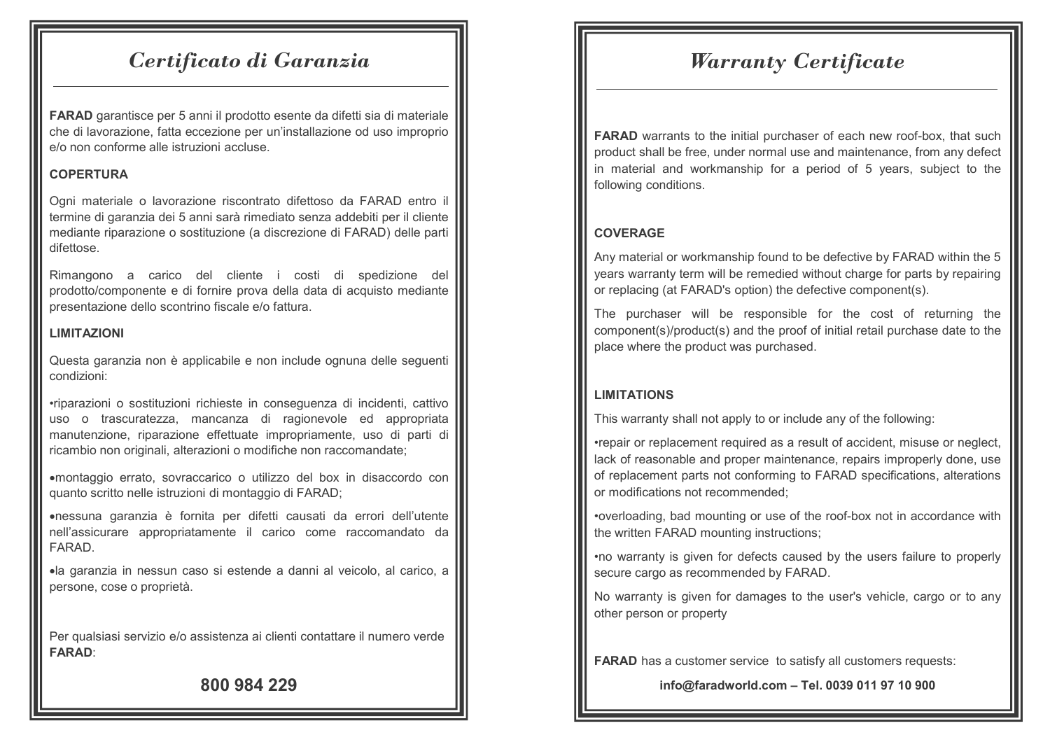# *Certificato di Garanzia*

**FARAD** garantisce per 5 anni il prodotto esente da difetti sia di materiale che di lavorazione, fatta eccezione per un'installazione od uso improprio e/o non conforme alle istruzioni accluse.

**COPERTURA**

Ogni materiale o lavorazione riscontrato difettoso da FARAD entro il termine di garanzia dei 5 anni sarà rimediato senza addebiti per il cliente mediante riparazione o sostituzione (a discrezione di FARAD) delle parti difettose.

Rimangono a carico del cliente i costi di spedizione del prodotto/componente e di fornire prova della data di acquisto mediante presentazione dello scontrino fiscale e/o fattura.

**LIMITAZIONI**

Questa garanzia non è applicabile e non include ognuna delle seguenti condizioni:

- riparazioni o sostituzioni richieste in conseguenza di incidenti, cattivo uso o trascuratezza, mancanza di ragionevole ed appropriata manutenzione, riparazione effettuate impropriamente, uso di parti di ricambio non originali, alterazioni o modifiche non raccomandate;
- montaggio errato, sovraccarico o utilizzo del box in disaccordo con quanto scritto nelle istruzioni di montaggio di FARAD;
- nessuna garanzia è fornita per difetti causati da errori dell'utente nell'assicurare appropriatamente il carico come raccomandato da FARAD.
- la garanzia in nessun caso si estende a danni al veicolo, al carico, a persone, cose o proprietà.

Per qualsiasi servizio e/o assistenza ai clienti contattare il numero verde **FARAD**:

**800 984 229**

# *Warranty Certificate*

**FARAD** warrants to the initial purchaser of each new roof-box, that such product shall be free, under normal use and maintenance, from any defect in material and workmanship for a period of 5 years, subject to the following conditions.

**COVERAGE**

Any material or workmanship found to be defective by FARAD within the 5 years warranty term will be remedied without charge for parts by repairing or replacing (at FARAD's option) the defective component(s).

The purchaser will be responsible for the cost of returning the component(s)/product(s) and the proof of initial retail purchase date to the place where the product was purchased.

**LIMITATIONS**

This warranty shall not apply to or include any of the following:

- repair or replacement required as a result of accident, misuse or neglect, lack of reasonable and proper maintenance, repairs improperly done, use of replacement parts not conforming to FARAD specifications, alterations or modifications not recommended;
- overloading, bad mounting or use of the roof-box not in accordance with the written FARAD mounting instructions;
- no warranty is given for defects caused by the users failure to properly secure cargo as recommended by FARAD.

No warranty is given for damages to the user's vehicle, cargo or to any other person or property

**FARAD** has a customer service to satisfy all customers requests:

**info@faradworld.com – Tel. 0039 011 97 10 900**